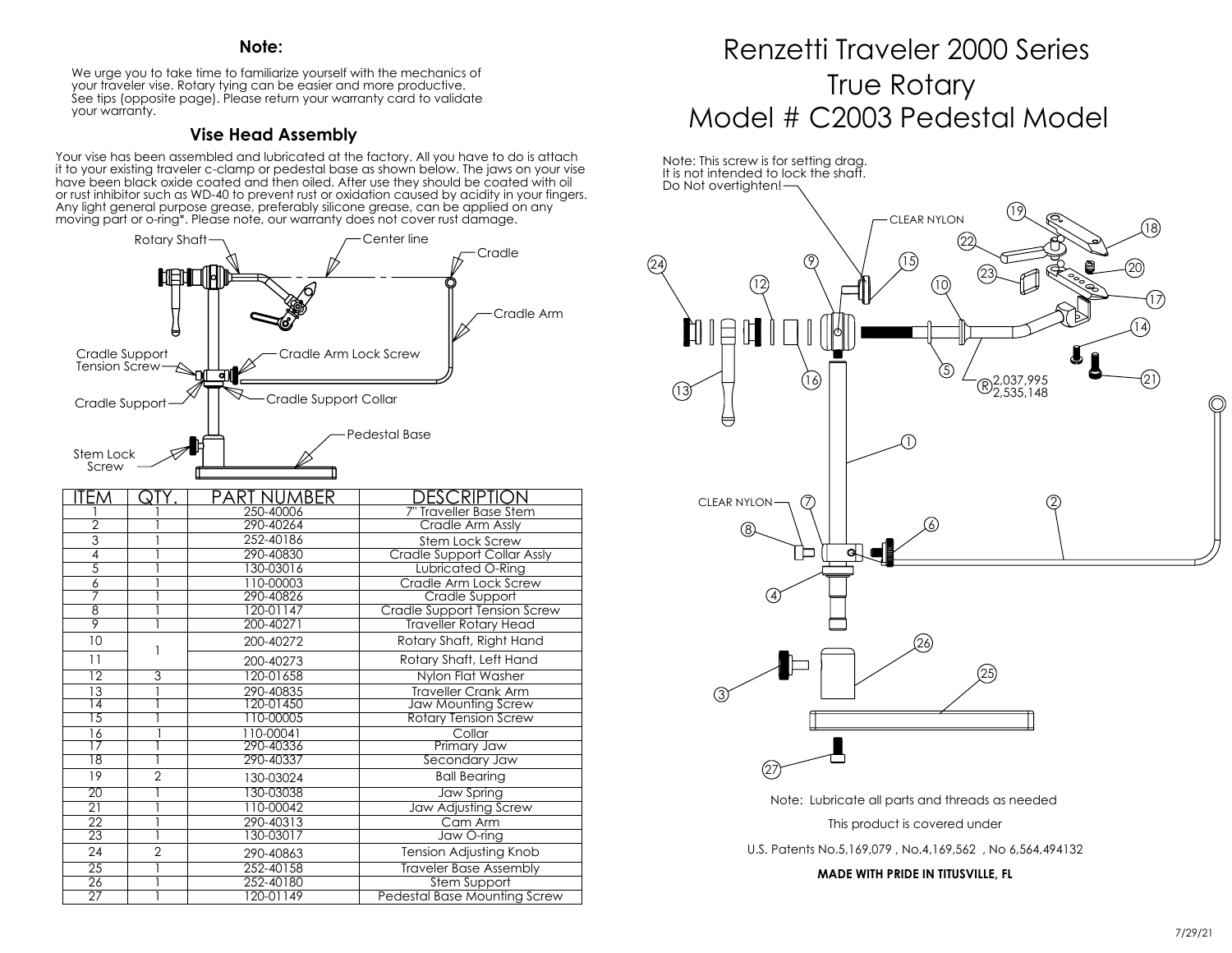### Note:

We urge you to take time to familiarize yourself with the mechanics of your traveler vise. Rotary tying can be easier and more productive. See tips (opposite page). Please return your warranty card to validate your warranty.

### Vise Head Assembly

Your vise has been assembled and lubricated at the factory. All you have to do is attach it to your existing traveler c-clamp or pedestal base as shown below. The jaws on your vise have been black oxide coated and then oiled. After use they should be coated with oil or rust inhibitor such as WD-40 to prevent rust or oxidation caused by acidity in your fingers. Any light general purpose grease, preferably silicone grease, can be applied on any moving part or o-ring*. Please note, our warranty does not cover rust damage.

Rotary Shaft — Center line — Cradle — Cradle Arm — Cradle Support Tension Screw — Cradle Arm Lock Screw — Cradle Support — Cradle Support Collar — Pedestal Base — Stem Lock Screw

| ITEM | QTY. | PART NUMBER | DESCRIPTION |
|---|---|---|---|
| 1 | 1 | 250-40006 | 7" Traveller Base Stem |
| 2 | 1 | 290-40264 | Cradle Arm Assly |
| 3 | 1 | 252-40186 | Stem Lock Screw |
| 4 | 1 | 290-40830 | Cradle Support Collar Assly |
| 5 | 1 | 130-03016 | Lubricated O-Ring |
| 6 | 1 | 110-00003 | Cradle Arm Lock Screw |
| 7 | 1 | 290-40826 | Cradle Support |
| 8 | 1 | 120-01147 | Cradle Support Tension Screw |
| 9 | 1 | 200-40271 | Traveller Rotary Head |
| 10 | 1 | 200-40272 | Rotary Shaft, Right Hand |
| 11 | | 200-40273 | Rotary Shaft, Left Hand |
| 12 | 3 | 120-01658 | Nylon Flat Washer |
| 13 | 1 | 290-40835 | Traveller Crank Arm |
| 14 | 1 | 120-01450 | Jaw Mounting Screw |
| 15 | 1 | 110-00005 | Rotary Tension Screw |
| 16 | 1 | 110-00041 | Collar |
| 17 | 1 | 290-40336 | Primary Jaw |
| 18 | 1 | 290-40337 | Secondary Jaw |
| 19 | 2 | 130-03024 | Ball Bearing |
| 20 | 1 | 130-03038 | Jaw Spring |
| 21 | 1 | 110-00042 | Jaw Adjusting Screw |
| 22 | 1 | 290-40313 | Cam Arm |
| 23 | 1 | 130-03017 | Jaw O-ring |
| 24 | 2 | 290-40863 | Tension Adjusting Knob |
| 25 | 1 | 252-40158 | Traveler Base Assembly |
| 26 | 1 | 252-40180 | Stem Support |
| 27 | 1 | 120-01149 | Pedestal Base Mounting Screw |

# Renzetti Traveler 2000 Series True Rotary Model # C2003 Pedestal Model

Note: This screw is for setting drag. It is not intended to lock the shaft. Do Not overtighten!

CLEAR NYLON

®2,037,995 2,535,148

CLEAR NYLON

Note: Lubricate all parts and threads as needed

This product is covered under

U.S. Patents No.5,169,079 , No.4,169,562 , No 6,564,494132

**MADE WITH PRIDE IN TITUSVILLE, FL**

7/29/21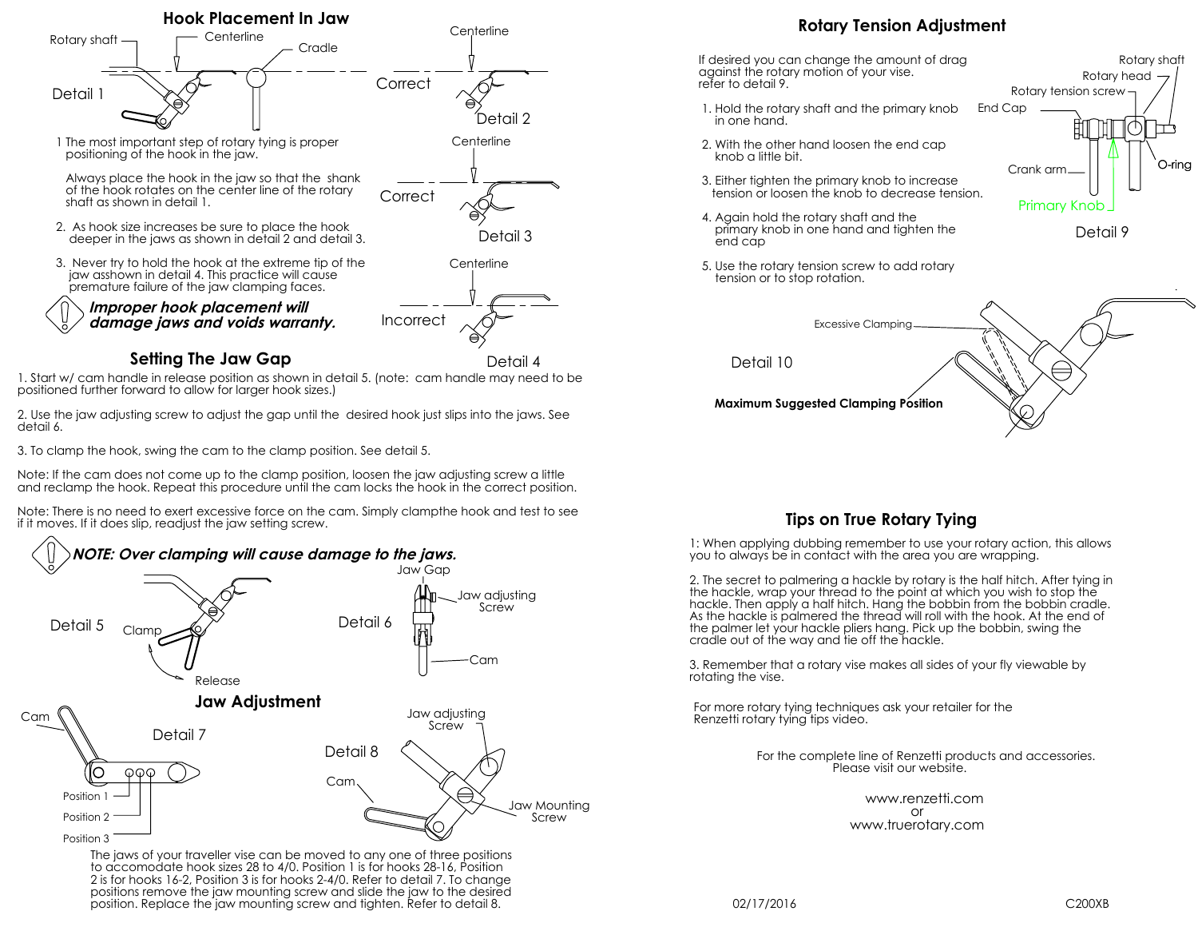## Hook Placement In Jaw

Rotary shaft
Centerline
Cradle
Detail 1

Centerline
Correct
Detail 2

1 The most important step of rotary tying is proper positioning of the hook in the jaw.

Always place the hook in the jaw so that the shank of the hook rotates on the center line of the rotary shaft as shown in detail 1.

2. As hook size increases be sure to place the hook deeper in the jaws as shown in detail 2 and detail 3.

3. Never try to hold the hook at the extreme tip of the jaw asshown in detail 4. This practice will cause premature failure of the jaw clamping faces.

***Improper hook placement will damage jaws and voids warranty.***

Centerline
Correct
Detail 3

Centerline
Incorrect
Detail 4

## Setting The Jaw Gap

1. Start w/ cam handle in release position as shown in detail 5. (note: cam handle may need to be positioned further forward to allow for larger hook sizes.)

2. Use the jaw adjusting screw to adjust the gap until the desired hook just slips into the jaws. See detail 6.

3. To clamp the hook, swing the cam to the clamp position. See detail 5.

Note: If the cam does not come up to the clamp position, loosen the jaw adjusting screw a little and reclamp the hook. Repeat this procedure until the cam locks the hook in the correct position.

Note: There is no need to exert excessive force on the cam. Simply clampthe hook and test to see if it moves. If it does slip, readjust the jaw setting screw.

***NOTE: Over clamping will cause damage to the jaws.***

Detail 5
Clamp
Release

Jaw Gap
Jaw adjusting Screw
Detail 6
Cam

## Jaw Adjustment

Cam
Detail 7
Position 1
Position 2
Position 3

Jaw adjusting Screw
Detail 8
Cam
Jaw Mounting Screw

The jaws of your traveller vise can be moved to any one of three positions to accomodate hook sizes 28 to 4/0. Position 1 is for hooks 28-16, Position 2 is for hooks 16-2, Position 3 is for hooks 2-4/0. Refer to detail 7. To change positions remove the jaw mounting screw and slide the jaw to the desired position. Replace the jaw mounting screw and tighten. Refer to detail 8.

## Rotary Tension Adjustment

If desired you can change the amount of drag against the rotary motion of your vise. refer to detail 9.

1. Hold the rotary shaft and the primary knob in one hand.

2. With the other hand loosen the end cap knob a little bit.

3. Either tighten the primary knob to increase tension or loosen the knob to decrease tension.

4. Again hold the rotary shaft and the primary knob in one hand and tighten the end cap

5. Use the rotary tension screw to add rotary tension or to stop rotation.

Rotary shaft
Rotary head
Rotary tension screw
End Cap
O-ring
Crank arm
Primary Knob
Detail 9

Excessive Clamping
Detail 10
**Maximum Suggested Clamping Position**

## Tips on True Rotary Tying

1: When applying dubbing remember to use your rotary action, this allows you to always be in contact with the area you are wrapping.

2. The secret to palmering a hackle by rotary is the half hitch. After tying in the hackle, wrap your thread to the point at which you wish to stop the hackle. Then apply a half hitch. Hang the bobbin from the bobbin cradle. As the hackle is palmered the thread will roll with the hook. At the end of the palmer let your hackle pliers hang. Pick up the bobbin, swing the cradle out of the way and tie off the hackle.

3. Remember that a rotary vise makes all sides of your fly viewable by rotating the vise.

For more rotary tying techniques ask your retailer for the Renzetti rotary tying tips video.

For the complete line of Renzetti products and accessories. Please visit our website.

www.renzetti.com
or
www.truerotary.com

02/17/2016

C200XB